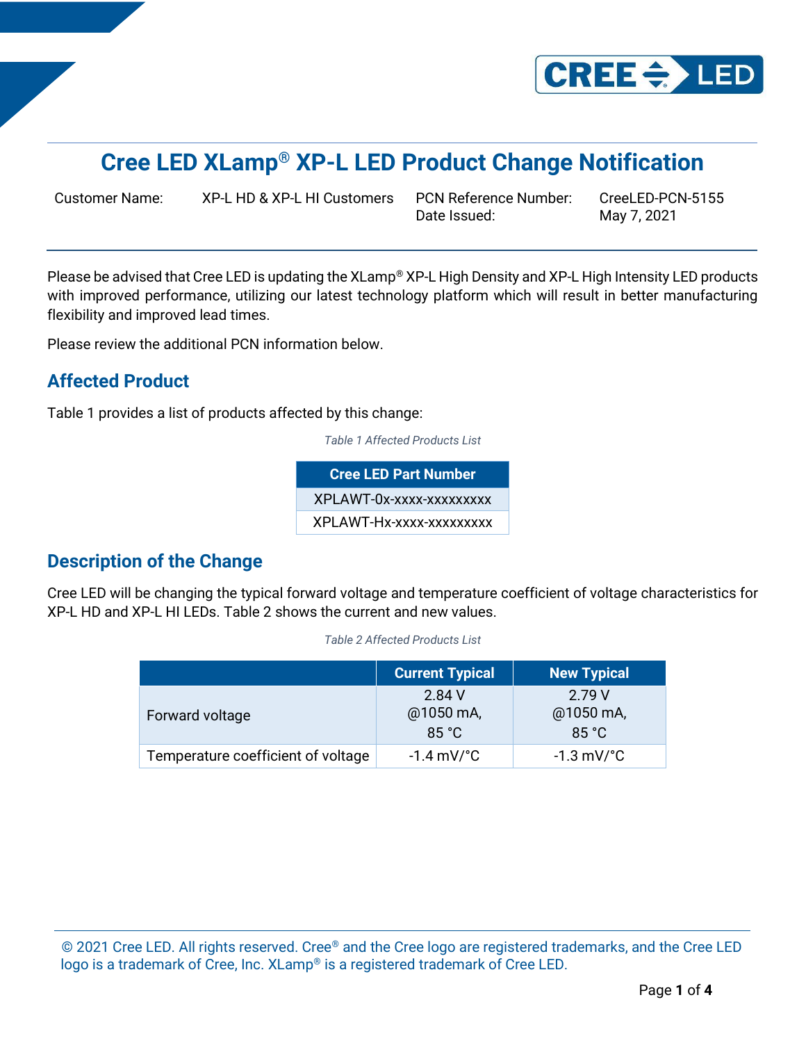# Cree LED XLamp® XP-L LED Product Change Notification

| Customer Name: | XP-L HD & XP-L HI Customers | PCN Reference Number: | CreeLED-PCN-5155 |
|---|---|---|---|
| | | Date Issued: | May 7, 2021 |

Please be advised that Cree LED is updating the XLamp® XP-L High Density and XP-L High Intensity LED products with improved performance, utilizing our latest technology platform which will result in better manufacturing flexibility and improved lead times.

Please review the additional PCN information below.

## Affected Product

Table 1 provides a list of products affected by this change:

*Table 1 Affected Products List*

| Cree LED Part Number |
|---|
| XPLAWT-0x-xxxx-xxxxxxxxx |
| XPLAWT-Hx-xxxx-xxxxxxxxx |

## Description of the Change

Cree LED will be changing the typical forward voltage and temperature coefficient of voltage characteristics for XP-L HD and XP-L HI LEDs. Table 2 shows the current and new values.

*Table 2 Affected Products List*

| | Current Typical | New Typical |
|---|---|---|
| Forward voltage | 2.84 V @1050 mA, 85 °C | 2.79 V @1050 mA, 85 °C |
| Temperature coefficient of voltage | -1.4 mV/°C | -1.3 mV/°C |

© 2021 Cree LED. All rights reserved. Cree® and the Cree logo are registered trademarks, and the Cree LED logo is a trademark of Cree, Inc. XLamp® is a registered trademark of Cree LED.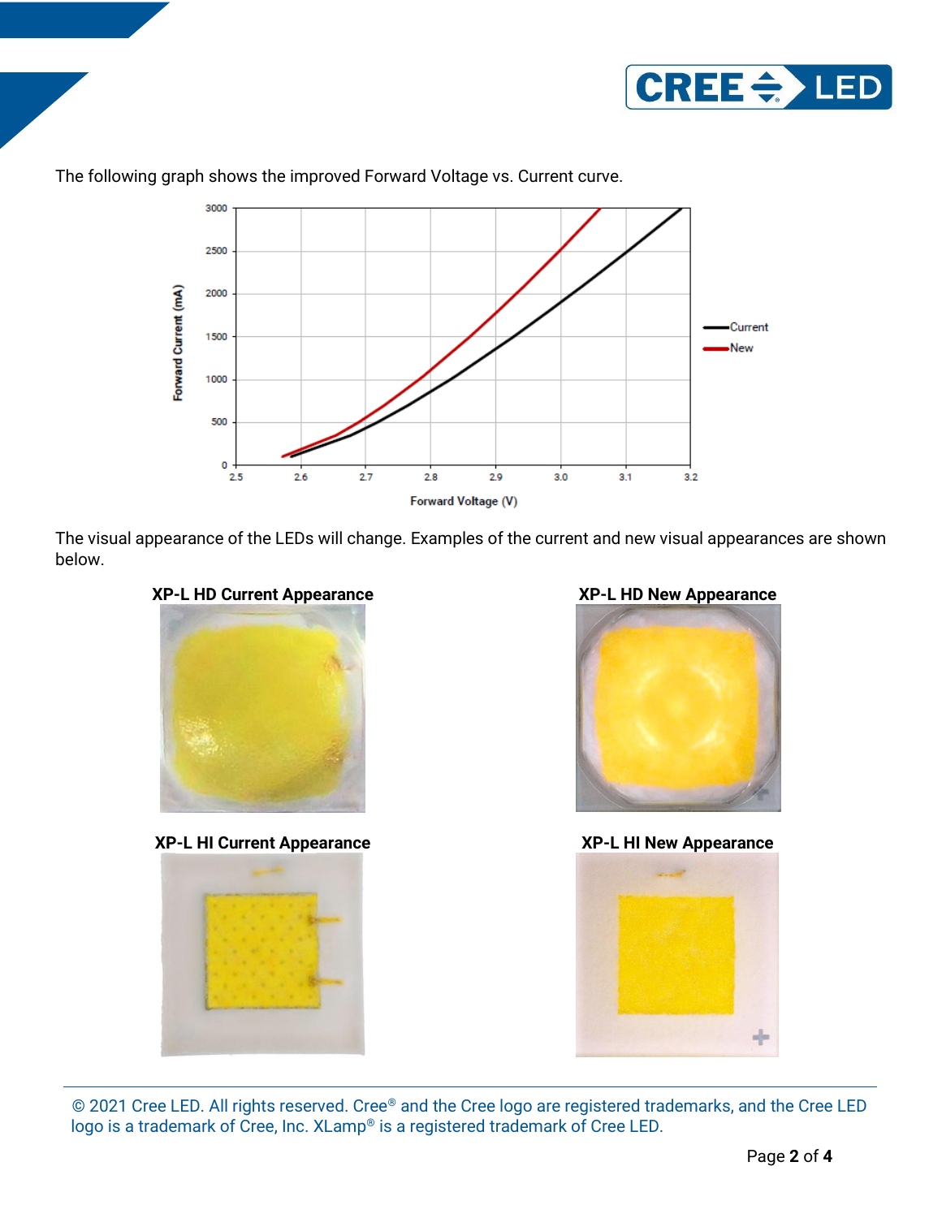The following graph shows the improved Forward Voltage vs. Current curve.

The visual appearance of the LEDs will change. Examples of the current and new visual appearances are shown below.

**XP-L HD Current Appearance**

**XP-L HD New Appearance**

**XP-L HI Current Appearance**

**XP-L HI New Appearance**

© 2021 Cree LED. All rights reserved. Cree® and the Cree logo are registered trademarks, and the Cree LED logo is a trademark of Cree, Inc. XLamp® is a registered trademark of Cree LED.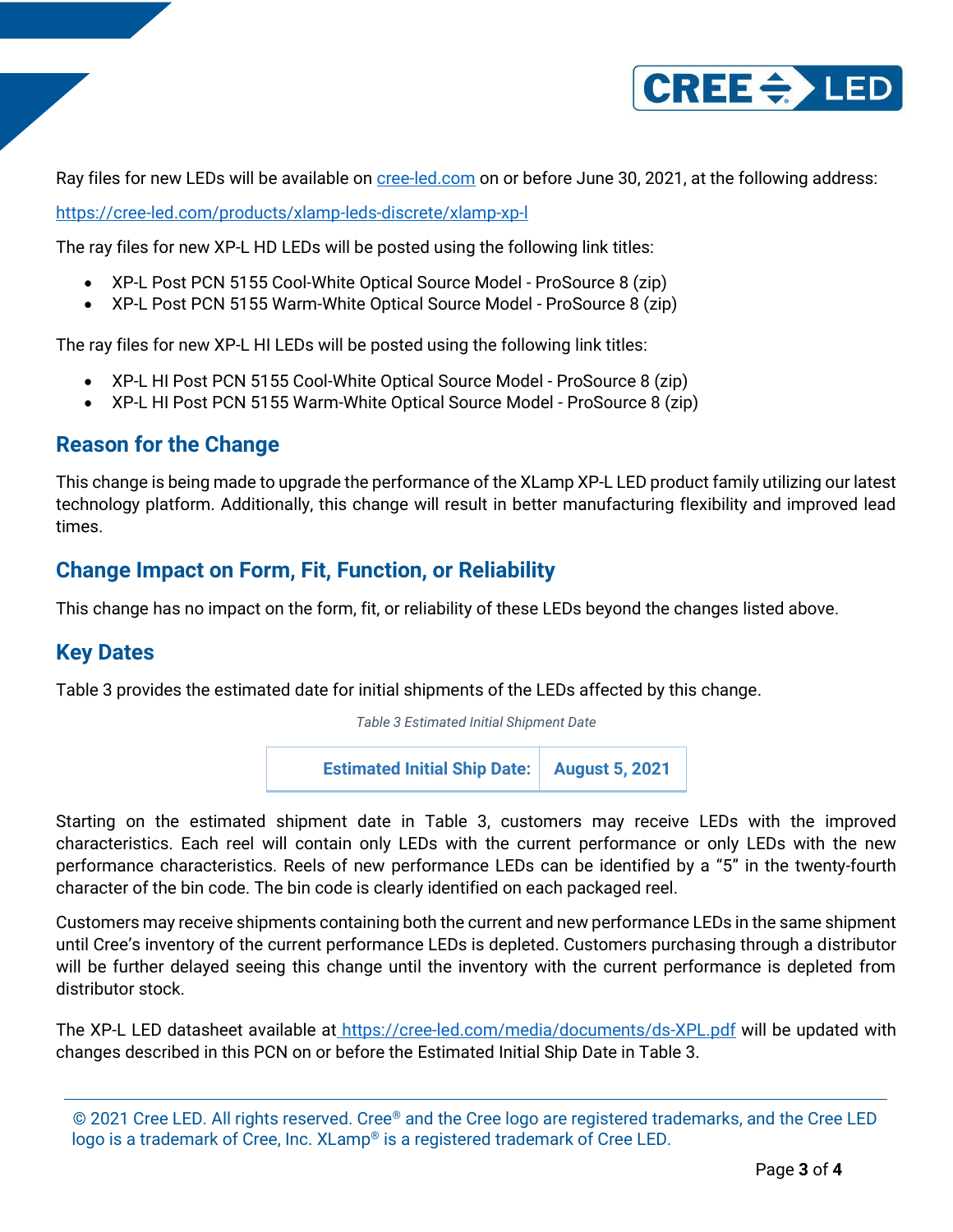Ray files for new LEDs will be available on [cree-led.com](https://cree-led.com) on or before June 30, 2021, at the following address:

[https://cree-led.com/products/xlamp-leds-discrete/xlamp-xp-l](https://cree-led.com/products/xlamp-leds-discrete/xlamp-xp-l)

The ray files for new XP-L HD LEDs will be posted using the following link titles:

- XP-L Post PCN 5155 Cool-White Optical Source Model - ProSource 8 (zip)
- XP-L Post PCN 5155 Warm-White Optical Source Model - ProSource 8 (zip)

The ray files for new XP-L HI LEDs will be posted using the following link titles:

- XP-L HI Post PCN 5155 Cool-White Optical Source Model - ProSource 8 (zip)
- XP-L HI Post PCN 5155 Warm-White Optical Source Model - ProSource 8 (zip)

## Reason for the Change

This change is being made to upgrade the performance of the XLamp XP-L LED product family utilizing our latest technology platform. Additionally, this change will result in better manufacturing flexibility and improved lead times.

## Change Impact on Form, Fit, Function, or Reliability

This change has no impact on the form, fit, or reliability of these LEDs beyond the changes listed above.

## Key Dates

Table 3 provides the estimated date for initial shipments of the LEDs affected by this change.

*Table 3 Estimated Initial Shipment Date*

| Estimated Initial Ship Date: | August 5, 2021 |
|---|---|

Starting on the estimated shipment date in Table 3, customers may receive LEDs with the improved characteristics. Each reel will contain only LEDs with the current performance or only LEDs with the new performance characteristics. Reels of new performance LEDs can be identified by a "5" in the twenty-fourth character of the bin code. The bin code is clearly identified on each packaged reel.

Customers may receive shipments containing both the current and new performance LEDs in the same shipment until Cree's inventory of the current performance LEDs is depleted. Customers purchasing through a distributor will be further delayed seeing this change until the inventory with the current performance is depleted from distributor stock.

The XP-L LED datasheet available at [https://cree-led.com/media/documents/ds-XPL.pdf](https://cree-led.com/media/documents/ds-XPL.pdf) will be updated with changes described in this PCN on or before the Estimated Initial Ship Date in Table 3.

© 2021 Cree LED. All rights reserved. Cree® and the Cree logo are registered trademarks, and the Cree LED logo is a trademark of Cree, Inc. XLamp® is a registered trademark of Cree LED.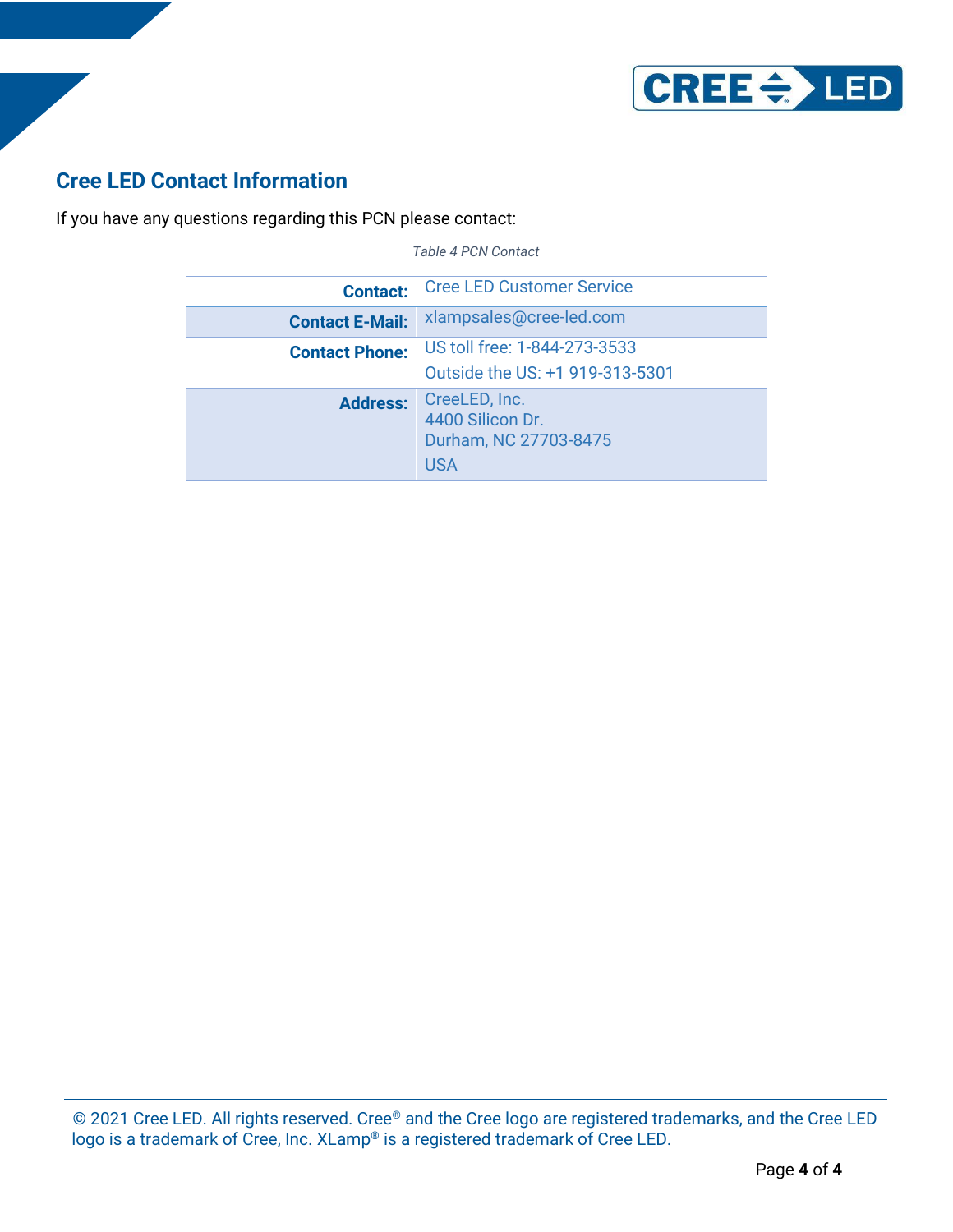## Cree LED Contact Information

If you have any questions regarding this PCN please contact:

*Table 4 PCN Contact*

| | |
|---|---|
| **Contact:** | Cree LED Customer Service |
| **Contact E-Mail:** | xlampsales@cree-led.com |
| **Contact Phone:** | US toll free: 1-844-273-3533<br>Outside the US: +1 919-313-5301 |
| **Address:** | CreeLED, Inc.<br>4400 Silicon Dr.<br>Durham, NC 27703-8475<br>USA |

© 2021 Cree LED. All rights reserved. Cree® and the Cree logo are registered trademarks, and the Cree LED logo is a trademark of Cree, Inc. XLamp® is a registered trademark of Cree LED.